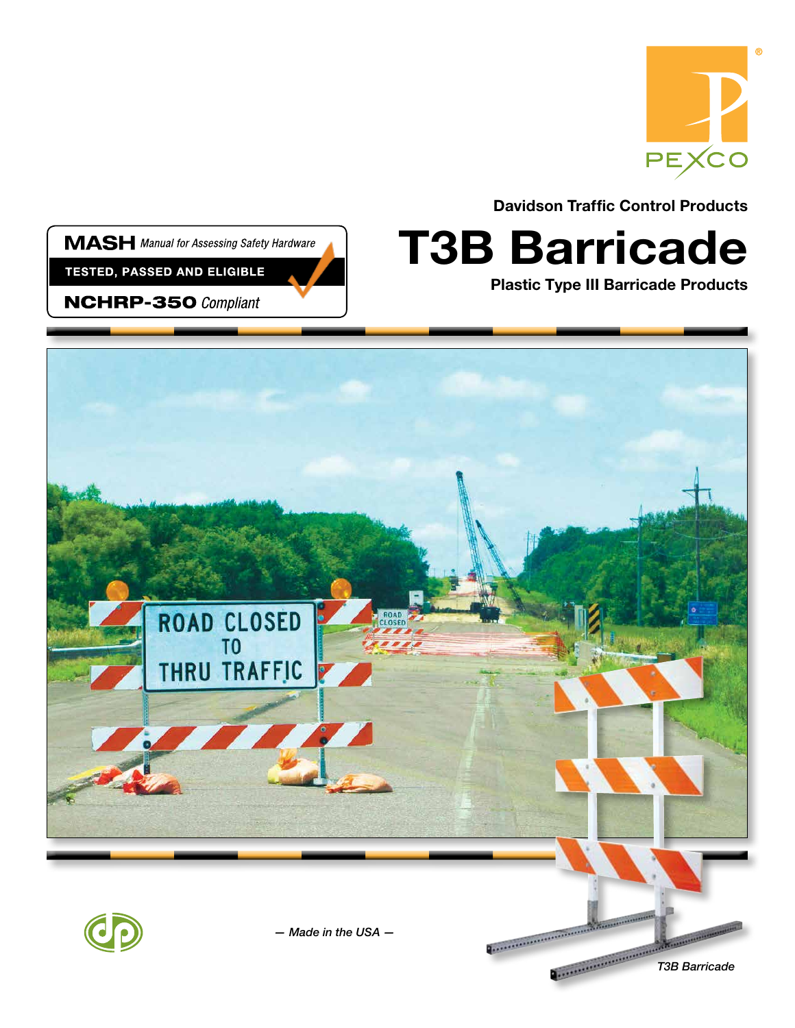PEXCO

Davidson Traffic Control Products

# T3B Barricade

**Plastic Type III Barricade Products**

**MASH** *Manual for Assessing Safety Hardware*

**TESTED, PASSED AND ELIGIBLE**

**NCHRP-350** *Compliant*

*— Made in the USA —*

*T3B Barricade*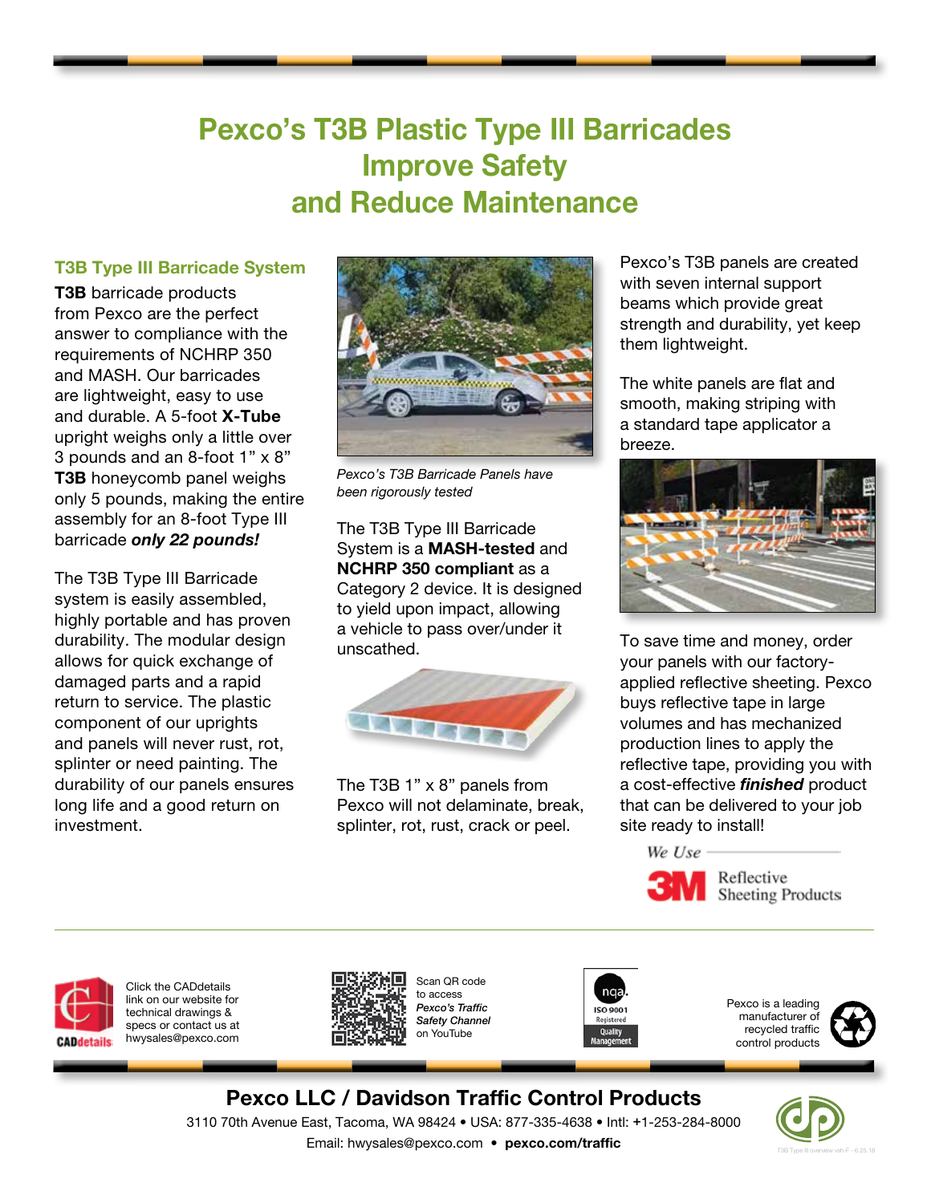# Pexco's T3B Plastic Type III Barricades Improve Safety and Reduce Maintenance

## T3B Type III Barricade System

**T3B** barricade products from Pexco are the perfect answer to compliance with the requirements of NCHRP 350 and MASH. Our barricades are lightweight, easy to use and durable. A 5-foot **X-Tube** upright weighs only a little over 3 pounds and an 8-foot 1" x 8" **T3B** honeycomb panel weighs only 5 pounds, making the entire assembly for an 8-foot Type III barricade ***only 22 pounds!***

The T3B Type III Barricade system is easily assembled, highly portable and has proven durability. The modular design allows for quick exchange of damaged parts and a rapid return to service. The plastic component of our uprights and panels will never rust, rot, splinter or need painting. The durability of our panels ensures long life and a good return on investment.

*Pexco's T3B Barricade Panels have been rigorously tested*

The T3B Type III Barricade System is a **MASH-tested** and **NCHRP 350 compliant** as a Category 2 device. It is designed to yield upon impact, allowing a vehicle to pass over/under it unscathed.

The T3B 1" x 8" panels from Pexco will not delaminate, break, splinter, rot, rust, crack or peel.

Pexco's T3B panels are created with seven internal support beams which provide great strength and durability, yet keep them lightweight.

The white panels are flat and smooth, making striping with a standard tape applicator a breeze.

To save time and money, order your panels with our factory-applied reflective sheeting. Pexco buys reflective tape in large volumes and has mechanized production lines to apply the reflective tape, providing you with a cost-effective ***finished*** product that can be delivered to your job site ready to install!

We Use 3M Reflective Sheeting Products

Click the CADdetails link on our website for technical drawings & specs or contact us at hwysales@pexco.com

Scan QR code to access *Pexco's Traffic Safety Channel* on YouTube

nqa. ISO 9001 Registered Quality Management

Pexco is a leading manufacturer of recycled traffic control products

**Pexco LLC / Davidson Traffic Control Products**

3110 70th Avenue East, Tacoma, WA 98424 • USA: 877-335-4638 • Intl: +1-253-284-8000

Email: hwysales@pexco.com • **pexco.com/traffic**

T3B Type III overview vsh-F - 6.25.18